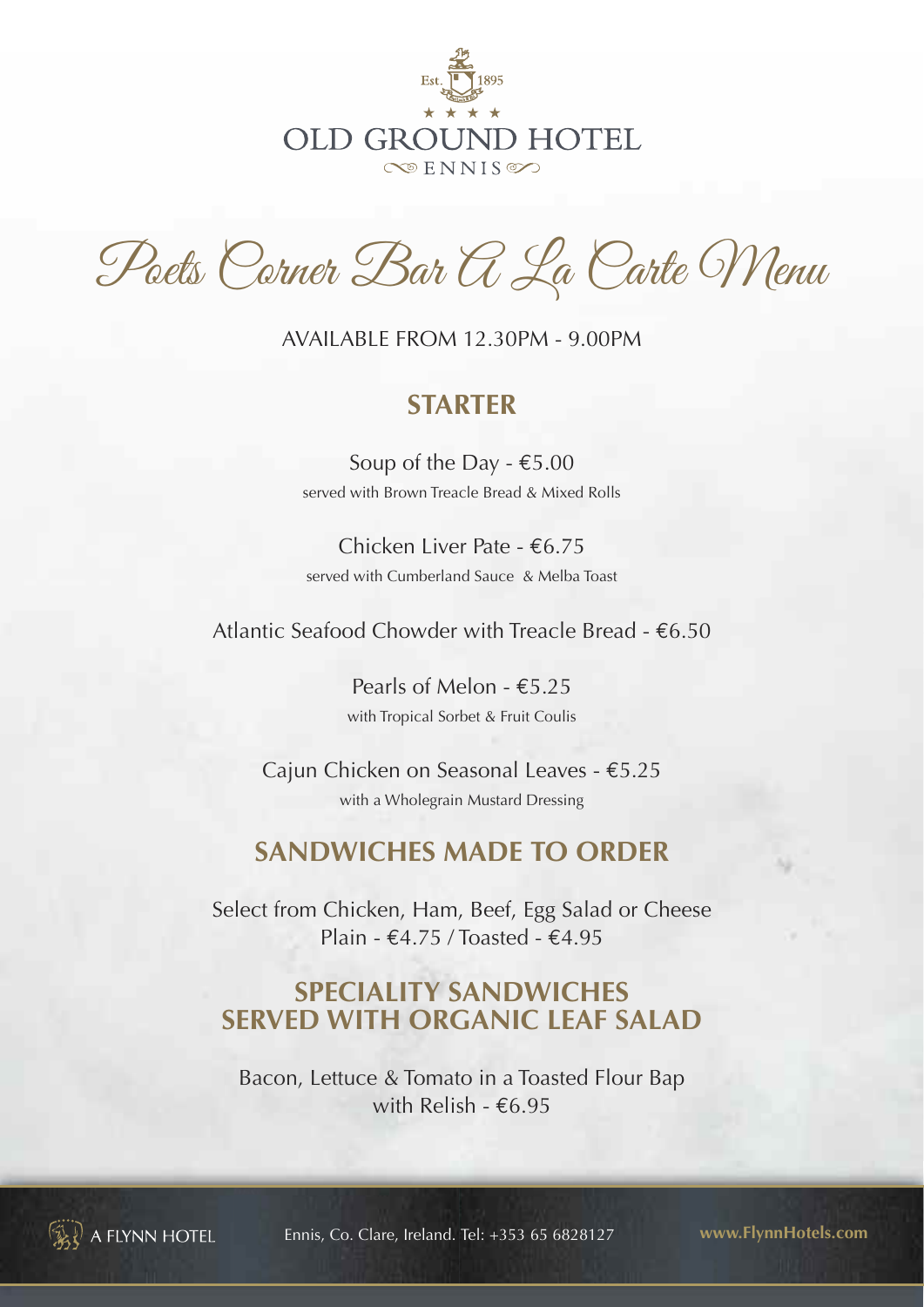Est. 1895

★ ★ ★ ★

# OLD GROUND HOTEL

ENNIS

## Poets Corner Bar A La Carte Menu

AVAILABLE FROM 12.30PM - 9.00PM

### STARTER

Soup of the Day - €5.00
served with Brown Treacle Bread & Mixed Rolls

Chicken Liver Pate - €6.75
served with Cumberland Sauce & Melba Toast

Atlantic Seafood Chowder with Treacle Bread - €6.50

Pearls of Melon - €5.25
with Tropical Sorbet & Fruit Coulis

Cajun Chicken on Seasonal Leaves - €5.25
with a Wholegrain Mustard Dressing

### SANDWICHES MADE TO ORDER

Select from Chicken, Ham, Beef, Egg Salad or Cheese
Plain - €4.75 / Toasted - €4.95

### SPECIALITY SANDWICHES SERVED WITH ORGANIC LEAF SALAD

Bacon, Lettuce & Tomato in a Toasted Flour Bap with Relish - €6.95

A FLYNN HOTEL    Ennis, Co. Clare, Ireland. Tel: +353 65 6828127    www.FlynnHotels.com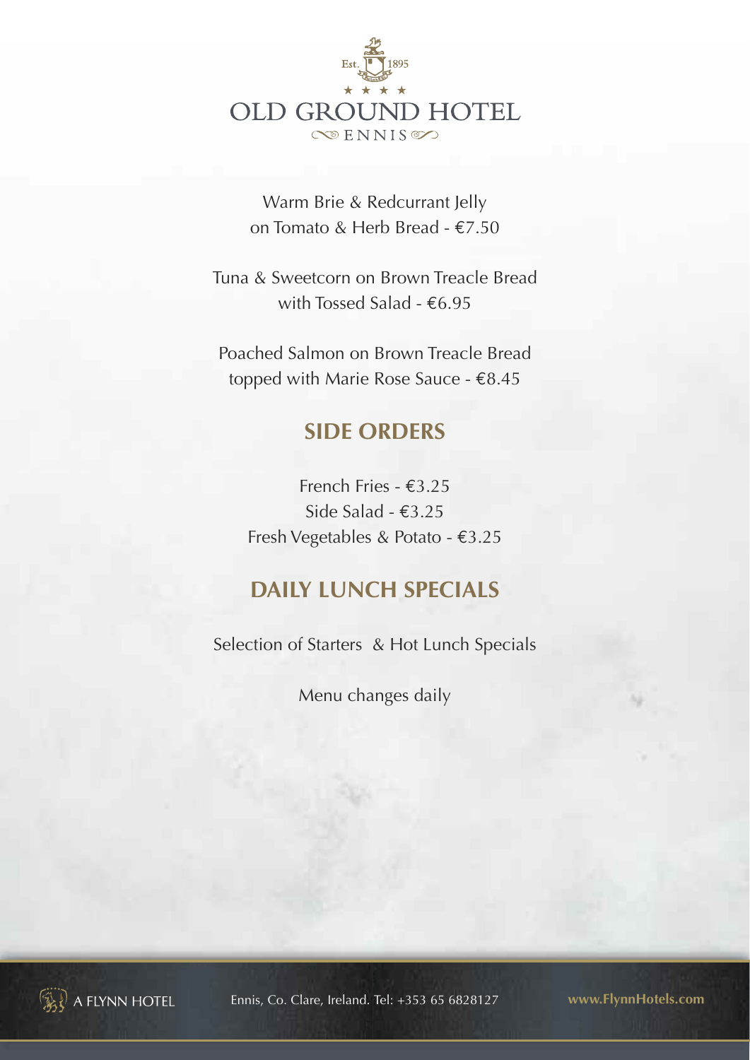# OLD GROUND HOTEL

Est. 1895

ENNIS

Warm Brie & Redcurrant Jelly
on Tomato & Herb Bread - €7.50

Tuna & Sweetcorn on Brown Treacle Bread
with Tossed Salad - €6.95

Poached Salmon on Brown Treacle Bread
topped with Marie Rose Sauce - €8.45

## SIDE ORDERS

French Fries - €3.25
Side Salad - €3.25
Fresh Vegetables & Potato - €3.25

## DAILY LUNCH SPECIALS

Selection of Starters & Hot Lunch Specials

Menu changes daily

A FLYNN HOTEL   Ennis, Co. Clare, Ireland. Tel: +353 65 6828127   www.FlynnHotels.com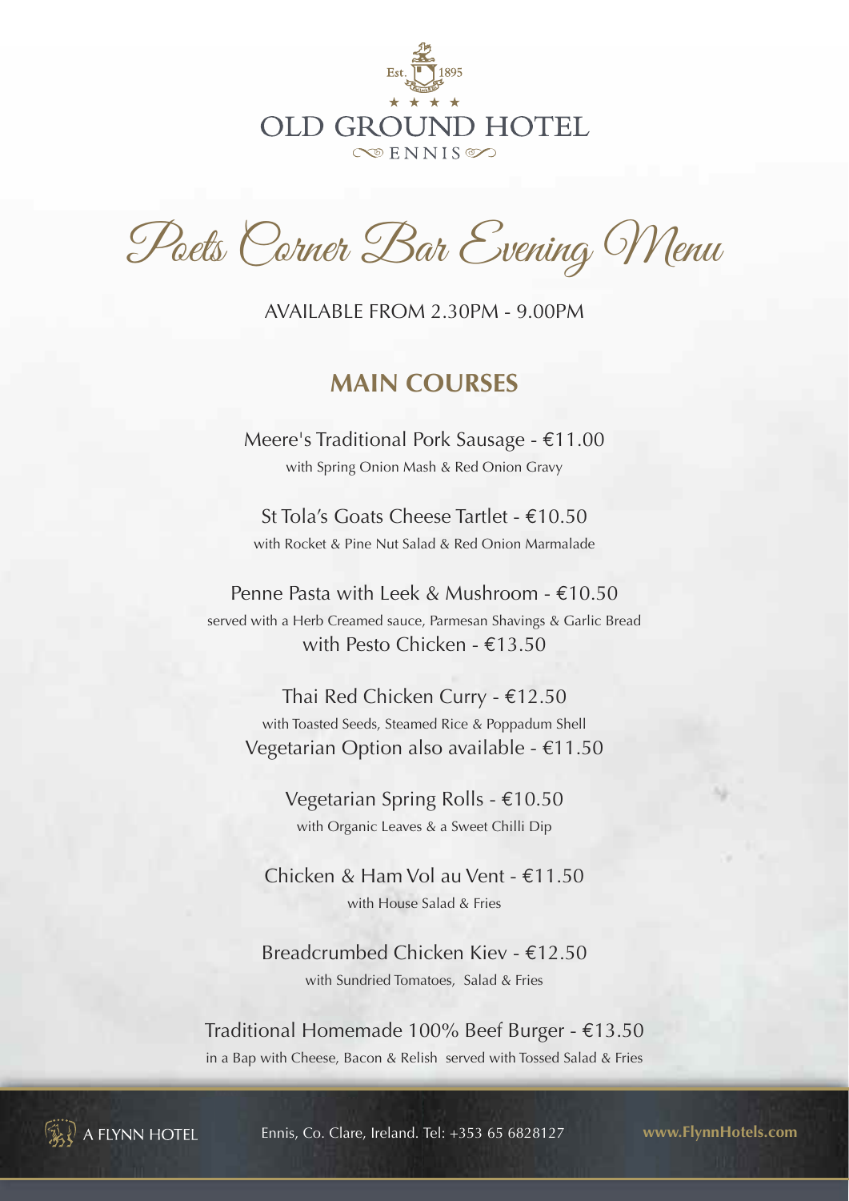Est. 1895

★ ★ ★ ★

# OLD GROUND HOTEL

ENNIS

## Poets Corner Bar Evening Menu

AVAILABLE FROM 2.30PM - 9.00PM

### MAIN COURSES

Meere's Traditional Pork Sausage - €11.00
with Spring Onion Mash & Red Onion Gravy

St Tola's Goats Cheese Tartlet - €10.50
with Rocket & Pine Nut Salad & Red Onion Marmalade

Penne Pasta with Leek & Mushroom - €10.50
served with a Herb Creamed sauce, Parmesan Shavings & Garlic Bread
with Pesto Chicken - €13.50

Thai Red Chicken Curry - €12.50
with Toasted Seeds, Steamed Rice & Poppadum Shell
Vegetarian Option also available - €11.50

Vegetarian Spring Rolls - €10.50
with Organic Leaves & a Sweet Chilli Dip

Chicken & Ham Vol au Vent - €11.50
with House Salad & Fries

Breadcrumbed Chicken Kiev - €12.50
with Sundried Tomatoes, Salad & Fries

Traditional Homemade 100% Beef Burger - €13.50
in a Bap with Cheese, Bacon & Relish served with Tossed Salad & Fries

A FLYNN HOTEL Ennis, Co. Clare, Ireland. Tel: +353 65 6828127 www.FlynnHotels.com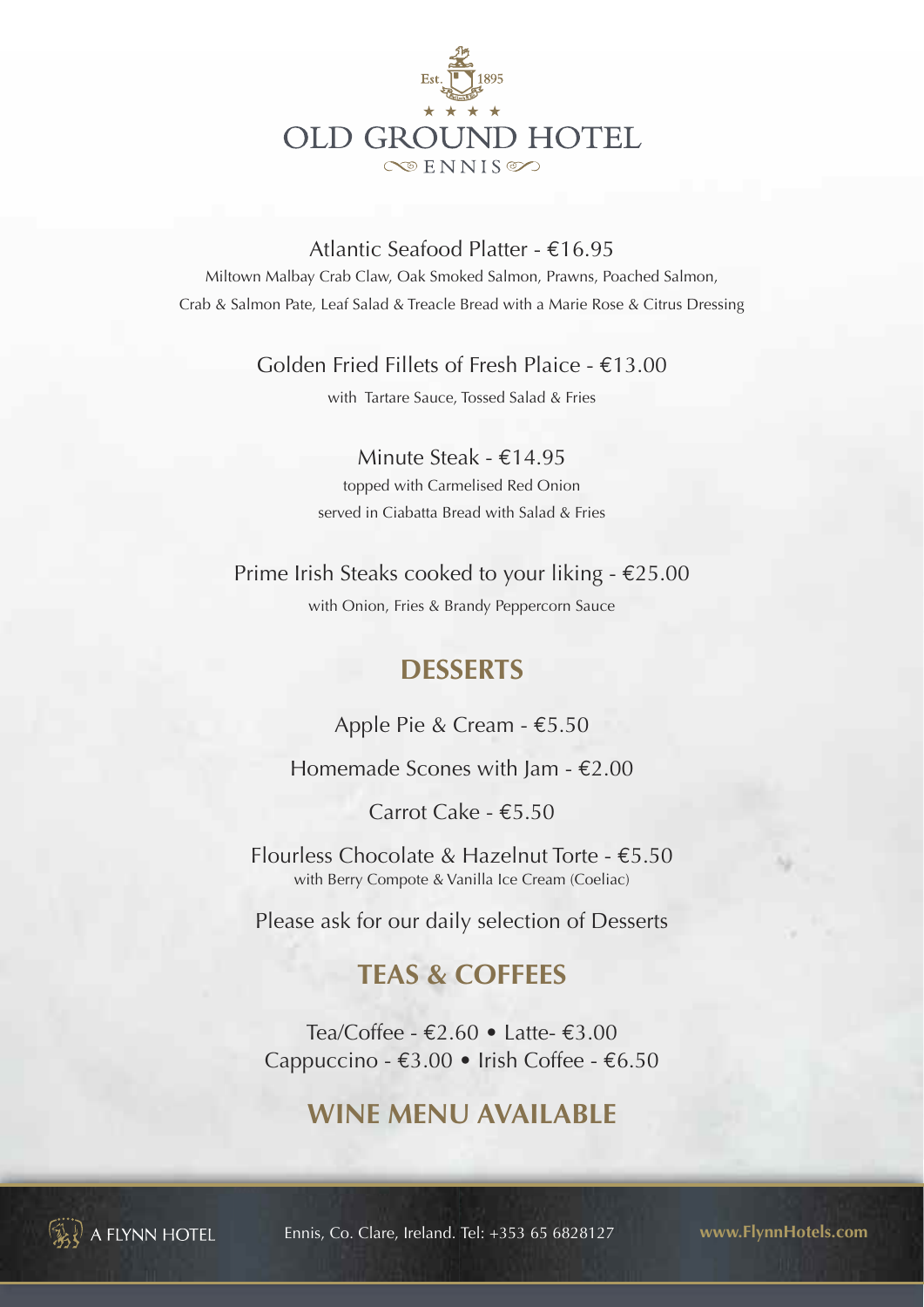# OLD GROUND HOTEL

Est. 1895

ENNIS

Atlantic Seafood Platter - €16.95

Miltown Malbay Crab Claw, Oak Smoked Salmon, Prawns, Poached Salmon, Crab & Salmon Pate, Leaf Salad & Treacle Bread with a Marie Rose & Citrus Dressing

Golden Fried Fillets of Fresh Plaice - €13.00

with Tartare Sauce, Tossed Salad & Fries

Minute Steak - €14.95

topped with Carmelised Red Onion served in Ciabatta Bread with Salad & Fries

Prime Irish Steaks cooked to your liking - €25.00

with Onion, Fries & Brandy Peppercorn Sauce

## DESSERTS

Apple Pie & Cream - €5.50

Homemade Scones with Jam - €2.00

Carrot Cake - €5.50

Flourless Chocolate & Hazelnut Torte - €5.50
with Berry Compote & Vanilla Ice Cream (Coeliac)

Please ask for our daily selection of Desserts

## TEAS & COFFEES

Tea/Coffee - €2.60 • Latte- €3.00
Cappuccino - €3.00 • Irish Coffee - €6.50

## WINE MENU AVAILABLE

A FLYNN HOTEL  Ennis, Co. Clare, Ireland. Tel: +353 65 6828127  www.FlynnHotels.com